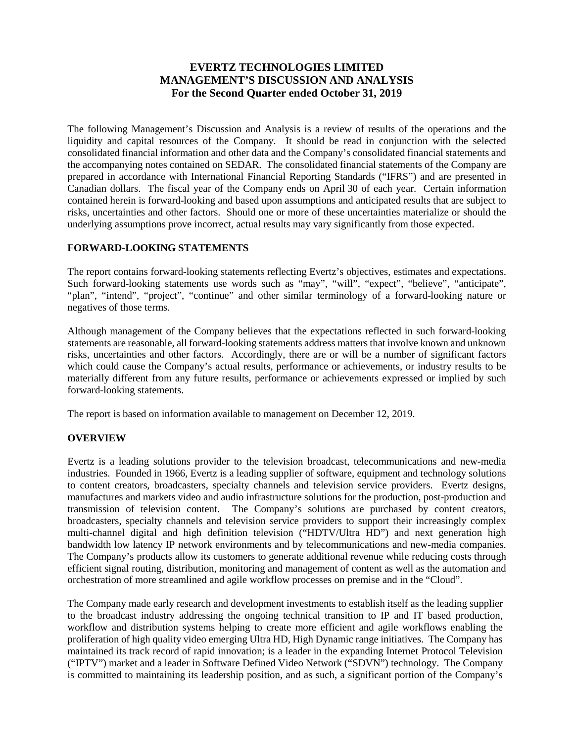# EVERTZ TECHNOLOGIES LIMITED
# MANAGEMENT'S DISCUSSION AND ANALYSIS
## For the Second Quarter ended October 31, 2019

The following Management's Discussion and Analysis is a review of results of the operations and the liquidity and capital resources of the Company. It should be read in conjunction with the selected consolidated financial information and other data and the Company's consolidated financial statements and the accompanying notes contained on SEDAR. The consolidated financial statements of the Company are prepared in accordance with International Financial Reporting Standards ("IFRS") and are presented in Canadian dollars. The fiscal year of the Company ends on April 30 of each year. Certain information contained herein is forward-looking and based upon assumptions and anticipated results that are subject to risks, uncertainties and other factors. Should one or more of these uncertainties materialize or should the underlying assumptions prove incorrect, actual results may vary significantly from those expected.

### FORWARD-LOOKING STATEMENTS

The report contains forward-looking statements reflecting Evertz's objectives, estimates and expectations. Such forward-looking statements use words such as "may", "will", "expect", "believe", "anticipate", "plan", "intend", "project", "continue" and other similar terminology of a forward-looking nature or negatives of those terms.

Although management of the Company believes that the expectations reflected in such forward-looking statements are reasonable, all forward-looking statements address matters that involve known and unknown risks, uncertainties and other factors. Accordingly, there are or will be a number of significant factors which could cause the Company's actual results, performance or achievements, or industry results to be materially different from any future results, performance or achievements expressed or implied by such forward-looking statements.

The report is based on information available to management on December 12, 2019.

### OVERVIEW

Evertz is a leading solutions provider to the television broadcast, telecommunications and new-media industries. Founded in 1966, Evertz is a leading supplier of software, equipment and technology solutions to content creators, broadcasters, specialty channels and television service providers. Evertz designs, manufactures and markets video and audio infrastructure solutions for the production, post-production and transmission of television content. The Company's solutions are purchased by content creators, broadcasters, specialty channels and television service providers to support their increasingly complex multi-channel digital and high definition television ("HDTV/Ultra HD") and next generation high bandwidth low latency IP network environments and by telecommunications and new-media companies. The Company's products allow its customers to generate additional revenue while reducing costs through efficient signal routing, distribution, monitoring and management of content as well as the automation and orchestration of more streamlined and agile workflow processes on premise and in the "Cloud".

The Company made early research and development investments to establish itself as the leading supplier to the broadcast industry addressing the ongoing technical transition to IP and IT based production, workflow and distribution systems helping to create more efficient and agile workflows enabling the proliferation of high quality video emerging Ultra HD, High Dynamic range initiatives. The Company has maintained its track record of rapid innovation; is a leader in the expanding Internet Protocol Television ("IPTV") market and a leader in Software Defined Video Network ("SDVN") technology. The Company is committed to maintaining its leadership position, and as such, a significant portion of the Company's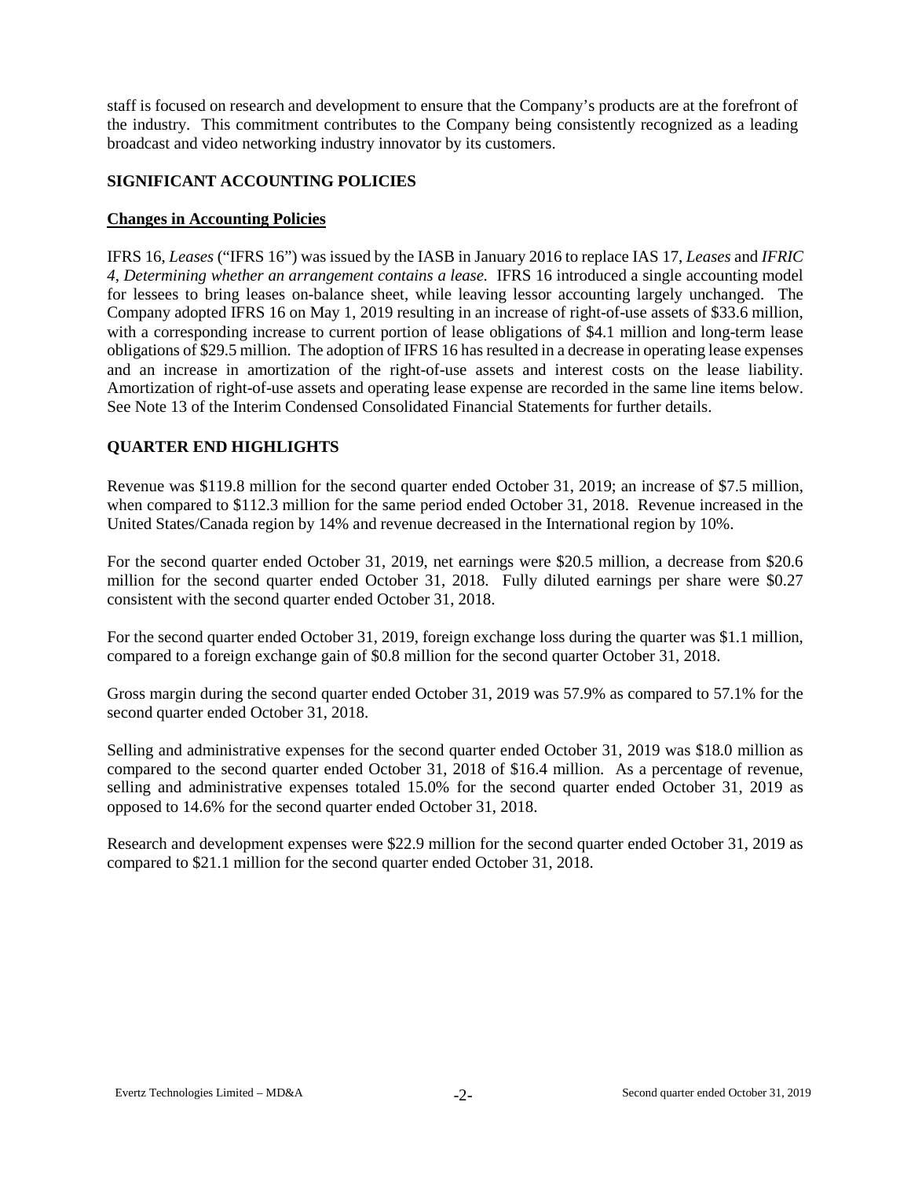staff is focused on research and development to ensure that the Company's products are at the forefront of the industry. This commitment contributes to the Company being consistently recognized as a leading broadcast and video networking industry innovator by its customers.

## SIGNIFICANT ACCOUNTING POLICIES

### Changes in Accounting Policies

IFRS 16, *Leases* ("IFRS 16") was issued by the IASB in January 2016 to replace IAS 17, *Leases* and *IFRIC 4, Determining whether an arrangement contains a lease.* IFRS 16 introduced a single accounting model for lessees to bring leases on-balance sheet, while leaving lessor accounting largely unchanged. The Company adopted IFRS 16 on May 1, 2019 resulting in an increase of right-of-use assets of $33.6 million, with a corresponding increase to current portion of lease obligations of $4.1 million and long-term lease obligations of $29.5 million. The adoption of IFRS 16 has resulted in a decrease in operating lease expenses and an increase in amortization of the right-of-use assets and interest costs on the lease liability. Amortization of right-of-use assets and operating lease expense are recorded in the same line items below. See Note 13 of the Interim Condensed Consolidated Financial Statements for further details.

## QUARTER END HIGHLIGHTS

Revenue was $119.8 million for the second quarter ended October 31, 2019; an increase of $7.5 million, when compared to $112.3 million for the same period ended October 31, 2018. Revenue increased in the United States/Canada region by 14% and revenue decreased in the International region by 10%.

For the second quarter ended October 31, 2019, net earnings were $20.5 million, a decrease from $20.6 million for the second quarter ended October 31, 2018. Fully diluted earnings per share were $0.27 consistent with the second quarter ended October 31, 2018.

For the second quarter ended October 31, 2019, foreign exchange loss during the quarter was $1.1 million, compared to a foreign exchange gain of $0.8 million for the second quarter October 31, 2018.

Gross margin during the second quarter ended October 31, 2019 was 57.9% as compared to 57.1% for the second quarter ended October 31, 2018.

Selling and administrative expenses for the second quarter ended October 31, 2019 was $18.0 million as compared to the second quarter ended October 31, 2018 of $16.4 million. As a percentage of revenue, selling and administrative expenses totaled 15.0% for the second quarter ended October 31, 2019 as opposed to 14.6% for the second quarter ended October 31, 2018.

Research and development expenses were $22.9 million for the second quarter ended October 31, 2019 as compared to $21.1 million for the second quarter ended October 31, 2018.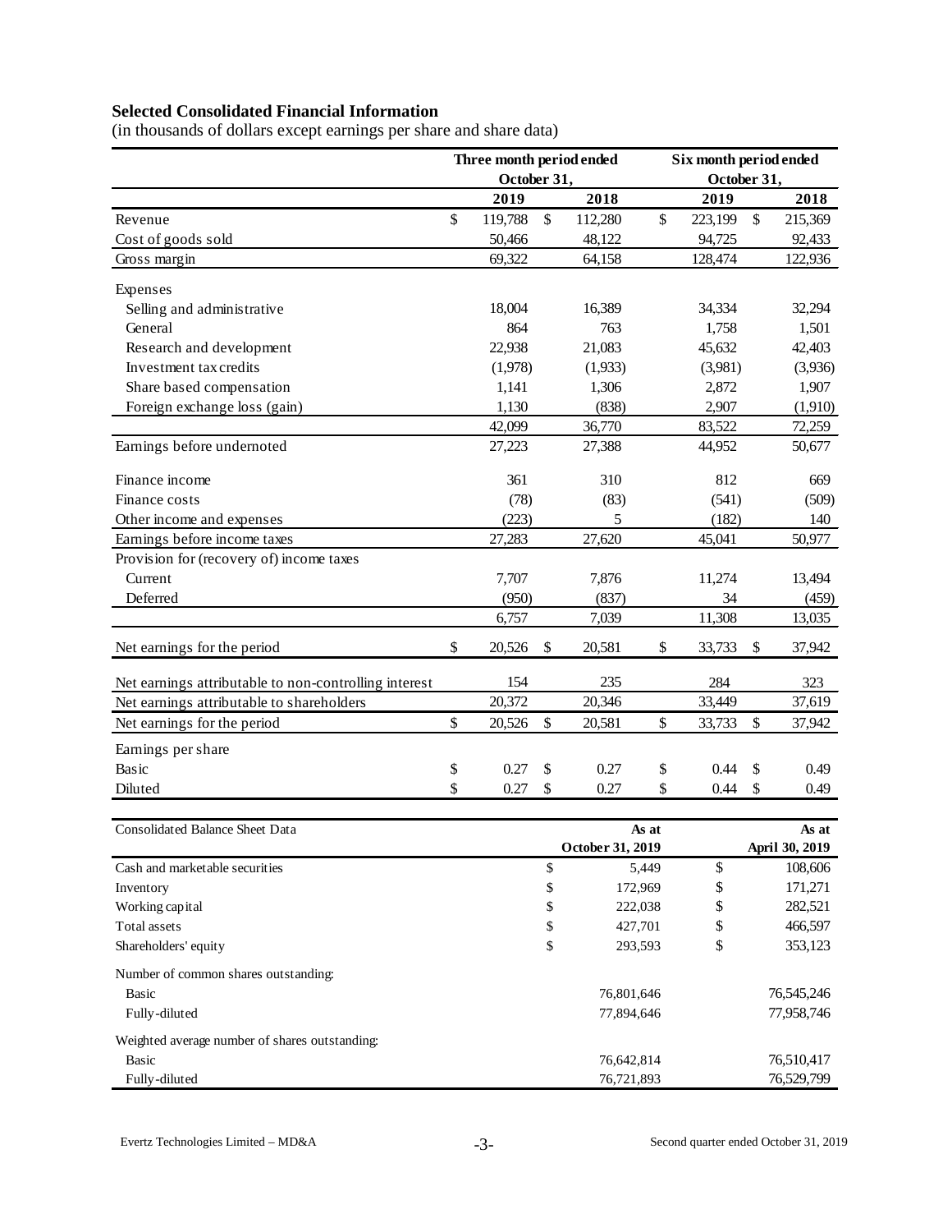## Selected Consolidated Financial Information

(in thousands of dollars except earnings per share and share data)

| | Three month period ended October 31, | | Six month period ended October 31, | |
|---|---|---|---|---|
| | 2019 | 2018 | 2019 | 2018 |
| Revenue | $ 119,788 | $ 112,280 | $ 223,199 | $ 215,369 |
| Cost of goods sold | 50,466 | 48,122 | 94,725 | 92,433 |
| Gross margin | 69,322 | 64,158 | 128,474 | 122,936 |
| Expenses | | | | |
| Selling and administrative | 18,004 | 16,389 | 34,334 | 32,294 |
| General | 864 | 763 | 1,758 | 1,501 |
| Research and development | 22,938 | 21,083 | 45,632 | 42,403 |
| Investment tax credits | (1,978) | (1,933) | (3,981) | (3,936) |
| Share based compensation | 1,141 | 1,306 | 2,872 | 1,907 |
| Foreign exchange loss (gain) | 1,130 | (838) | 2,907 | (1,910) |
| | 42,099 | 36,770 | 83,522 | 72,259 |
| Earnings before undernoted | 27,223 | 27,388 | 44,952 | 50,677 |
| Finance income | 361 | 310 | 812 | 669 |
| Finance costs | (78) | (83) | (541) | (509) |
| Other income and expenses | (223) | 5 | (182) | 140 |
| Earnings before income taxes | 27,283 | 27,620 | 45,041 | 50,977 |
| Provision for (recovery of) income taxes | | | | |
| Current | 7,707 | 7,876 | 11,274 | 13,494 |
| Deferred | (950) | (837) | 34 | (459) |
| | 6,757 | 7,039 | 11,308 | 13,035 |
| Net earnings for the period | $ 20,526 | $ 20,581 | $ 33,733 | $ 37,942 |
| Net earnings attributable to non-controlling interest | 154 | 235 | 284 | 323 |
| Net earnings attributable to shareholders | 20,372 | 20,346 | 33,449 | 37,619 |
| Net earnings for the period | $ 20,526 | $ 20,581 | $ 33,733 | $ 37,942 |
| Earnings per share | | | | |
| Basic | $ 0.27 | $ 0.27 | $ 0.44 | $ 0.49 |
| Diluted | $ 0.27 | $ 0.27 | $ 0.44 | $ 0.49 |

| Consolidated Balance Sheet Data | As at October 31, 2019 | As at April 30, 2019 |
|---|---|---|
| Cash and marketable securities | $ 5,449 | $ 108,606 |
| Inventory | $ 172,969 | $ 171,271 |
| Working capital | $ 222,038 | $ 282,521 |
| Total assets | $ 427,701 | $ 466,597 |
| Shareholders' equity | $ 293,593 | $ 353,123 |
| Number of common shares outstanding: | | |
| Basic | 76,801,646 | 76,545,246 |
| Fully-diluted | 77,894,646 | 77,958,746 |
| Weighted average number of shares outstanding: | | |
| Basic | 76,642,814 | 76,510,417 |
| Fully-diluted | 76,721,893 | 76,529,799 |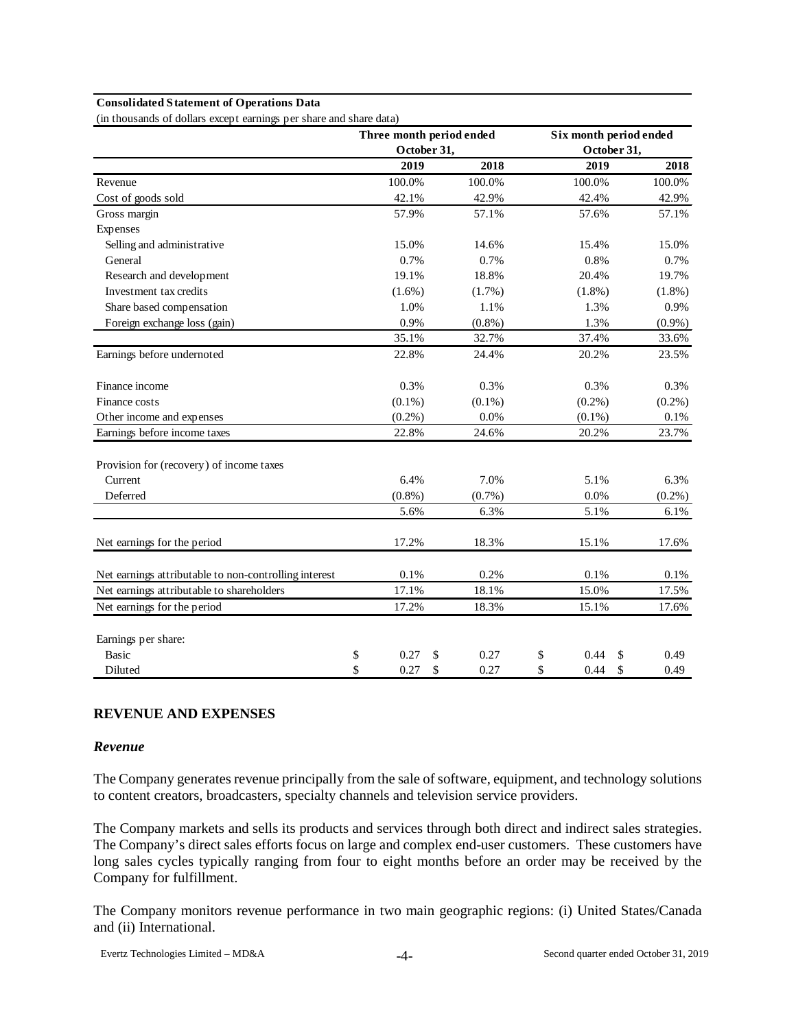**Consolidated Statement of Operations Data**

(in thousands of dollars except earnings per share and share data)

| | Three month period ended October 31, | | Six month period ended October 31, | |
|---|---|---|---|---|
| | 2019 | 2018 | 2019 | 2018 |
| Revenue | 100.0% | 100.0% | 100.0% | 100.0% |
| Cost of goods sold | 42.1% | 42.9% | 42.4% | 42.9% |
| Gross margin | 57.9% | 57.1% | 57.6% | 57.1% |
| Expenses | | | | |
| Selling and administrative | 15.0% | 14.6% | 15.4% | 15.0% |
| General | 0.7% | 0.7% | 0.8% | 0.7% |
| Research and development | 19.1% | 18.8% | 20.4% | 19.7% |
| Investment tax credits | (1.6%) | (1.7%) | (1.8%) | (1.8%) |
| Share based compensation | 1.0% | 1.1% | 1.3% | 0.9% |
| Foreign exchange loss (gain) | 0.9% | (0.8%) | 1.3% | (0.9%) |
| | 35.1% | 32.7% | 37.4% | 33.6% |
| Earnings before undernoted | 22.8% | 24.4% | 20.2% | 23.5% |
| Finance income | 0.3% | 0.3% | 0.3% | 0.3% |
| Finance costs | (0.1%) | (0.1%) | (0.2%) | (0.2%) |
| Other income and expenses | (0.2%) | 0.0% | (0.1%) | 0.1% |
| Earnings before income taxes | 22.8% | 24.6% | 20.2% | 23.7% |
| Provision for (recovery) of income taxes | | | | |
| Current | 6.4% | 7.0% | 5.1% | 6.3% |
| Deferred | (0.8%) | (0.7%) | 0.0% | (0.2%) |
| | 5.6% | 6.3% | 5.1% | 6.1% |
| Net earnings for the period | 17.2% | 18.3% | 15.1% | 17.6% |
| Net earnings attributable to non-controlling interest | 0.1% | 0.2% | 0.1% | 0.1% |
| Net earnings attributable to shareholders | 17.1% | 18.1% | 15.0% | 17.5% |
| Net earnings for the period | 17.2% | 18.3% | 15.1% | 17.6% |
| Earnings per share: | | | | |
| Basic | $ 0.27 | $ 0.27 | $ 0.44 | $ 0.49 |
| Diluted | $ 0.27 | $ 0.27 | $ 0.44 | $ 0.49 |

## REVENUE AND EXPENSES

### *Revenue*

The Company generates revenue principally from the sale of software, equipment, and technology solutions to content creators, broadcasters, specialty channels and television service providers.

The Company markets and sells its products and services through both direct and indirect sales strategies. The Company's direct sales efforts focus on large and complex end-user customers. These customers have long sales cycles typically ranging from four to eight months before an order may be received by the Company for fulfillment.

The Company monitors revenue performance in two main geographic regions: (i) United States/Canada and (ii) International.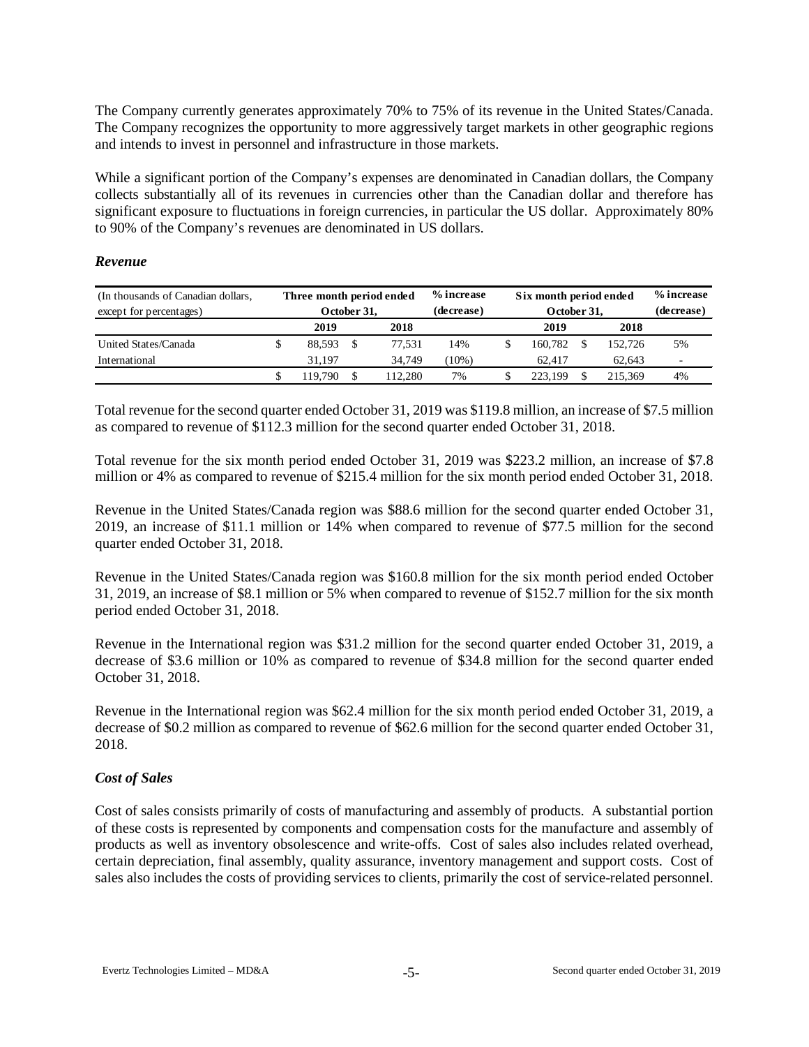The Company currently generates approximately 70% to 75% of its revenue in the United States/Canada. The Company recognizes the opportunity to more aggressively target markets in other geographic regions and intends to invest in personnel and infrastructure in those markets.

While a significant portion of the Company's expenses are denominated in Canadian dollars, the Company collects substantially all of its revenues in currencies other than the Canadian dollar and therefore has significant exposure to fluctuations in foreign currencies, in particular the US dollar. Approximately 80% to 90% of the Company's revenues are denominated in US dollars.

### *Revenue*

| (In thousands of Canadian dollars, except for percentages) | Three month period ended October 31, | | % increase (decrease) | Six month period ended October 31, | | % increase (decrease) |
|---|---|---|---|---|---|---|
| | 2019 | 2018 | | 2019 | 2018 | |
| United States/Canada | $ 88,593 | $ 77,531 | 14% | $ 160,782 | $ 152,726 | 5% |
| International | 31,197 | 34,749 | (10%) | 62,417 | 62,643 | - |
| | $ 119,790 | $ 112,280 | 7% | $ 223,199 | $ 215,369 | 4% |

Total revenue for the second quarter ended October 31, 2019 was $119.8 million, an increase of $7.5 million as compared to revenue of $112.3 million for the second quarter ended October 31, 2018.

Total revenue for the six month period ended October 31, 2019 was $223.2 million, an increase of $7.8 million or 4% as compared to revenue of $215.4 million for the six month period ended October 31, 2018.

Revenue in the United States/Canada region was $88.6 million for the second quarter ended October 31, 2019, an increase of $11.1 million or 14% when compared to revenue of $77.5 million for the second quarter ended October 31, 2018.

Revenue in the United States/Canada region was $160.8 million for the six month period ended October 31, 2019, an increase of $8.1 million or 5% when compared to revenue of $152.7 million for the six month period ended October 31, 2018.

Revenue in the International region was $31.2 million for the second quarter ended October 31, 2019, a decrease of $3.6 million or 10% as compared to revenue of $34.8 million for the second quarter ended October 31, 2018.

Revenue in the International region was $62.4 million for the six month period ended October 31, 2019, a decrease of $0.2 million as compared to revenue of $62.6 million for the second quarter ended October 31, 2018.

### *Cost of Sales*

Cost of sales consists primarily of costs of manufacturing and assembly of products. A substantial portion of these costs is represented by components and compensation costs for the manufacture and assembly of products as well as inventory obsolescence and write-offs. Cost of sales also includes related overhead, certain depreciation, final assembly, quality assurance, inventory management and support costs. Cost of sales also includes the costs of providing services to clients, primarily the cost of service-related personnel.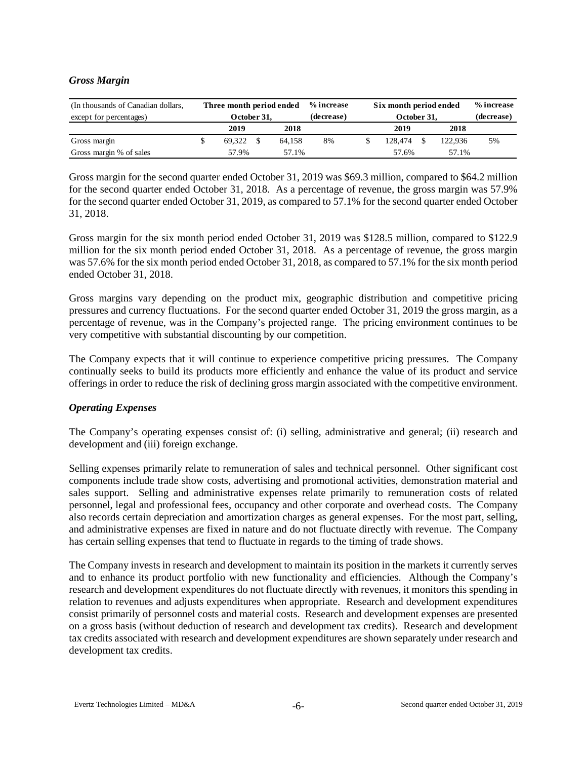### *Gross Margin*

| (In thousands of Canadian dollars, except for percentages) | Three month period ended October 31, | | % increase (decrease) | Six month period ended October 31, | | % increase (decrease) |
|---|---|---|---|---|---|---|
| | 2019 | 2018 | | 2019 | 2018 | |
| Gross margin | $ 69,322 | $ 64,158 | 8% | $ 128,474 | $ 122,936 | 5% |
| Gross margin % of sales | 57.9% | 57.1% | | 57.6% | 57.1% | |

Gross margin for the second quarter ended October 31, 2019 was $69.3 million, compared to $64.2 million for the second quarter ended October 31, 2018. As a percentage of revenue, the gross margin was 57.9% for the second quarter ended October 31, 2019, as compared to 57.1% for the second quarter ended October 31, 2018.

Gross margin for the six month period ended October 31, 2019 was $128.5 million, compared to $122.9 million for the six month period ended October 31, 2018. As a percentage of revenue, the gross margin was 57.6% for the six month period ended October 31, 2018, as compared to 57.1% for the six month period ended October 31, 2018.

Gross margins vary depending on the product mix, geographic distribution and competitive pricing pressures and currency fluctuations. For the second quarter ended October 31, 2019 the gross margin, as a percentage of revenue, was in the Company's projected range. The pricing environment continues to be very competitive with substantial discounting by our competition.

The Company expects that it will continue to experience competitive pricing pressures. The Company continually seeks to build its products more efficiently and enhance the value of its product and service offerings in order to reduce the risk of declining gross margin associated with the competitive environment.

### *Operating Expenses*

The Company's operating expenses consist of: (i) selling, administrative and general; (ii) research and development and (iii) foreign exchange.

Selling expenses primarily relate to remuneration of sales and technical personnel. Other significant cost components include trade show costs, advertising and promotional activities, demonstration material and sales support. Selling and administrative expenses relate primarily to remuneration costs of related personnel, legal and professional fees, occupancy and other corporate and overhead costs. The Company also records certain depreciation and amortization charges as general expenses. For the most part, selling, and administrative expenses are fixed in nature and do not fluctuate directly with revenue. The Company has certain selling expenses that tend to fluctuate in regards to the timing of trade shows.

The Company invests in research and development to maintain its position in the markets it currently serves and to enhance its product portfolio with new functionality and efficiencies. Although the Company's research and development expenditures do not fluctuate directly with revenues, it monitors this spending in relation to revenues and adjusts expenditures when appropriate. Research and development expenditures consist primarily of personnel costs and material costs. Research and development expenses are presented on a gross basis (without deduction of research and development tax credits). Research and development tax credits associated with research and development expenditures are shown separately under research and development tax credits.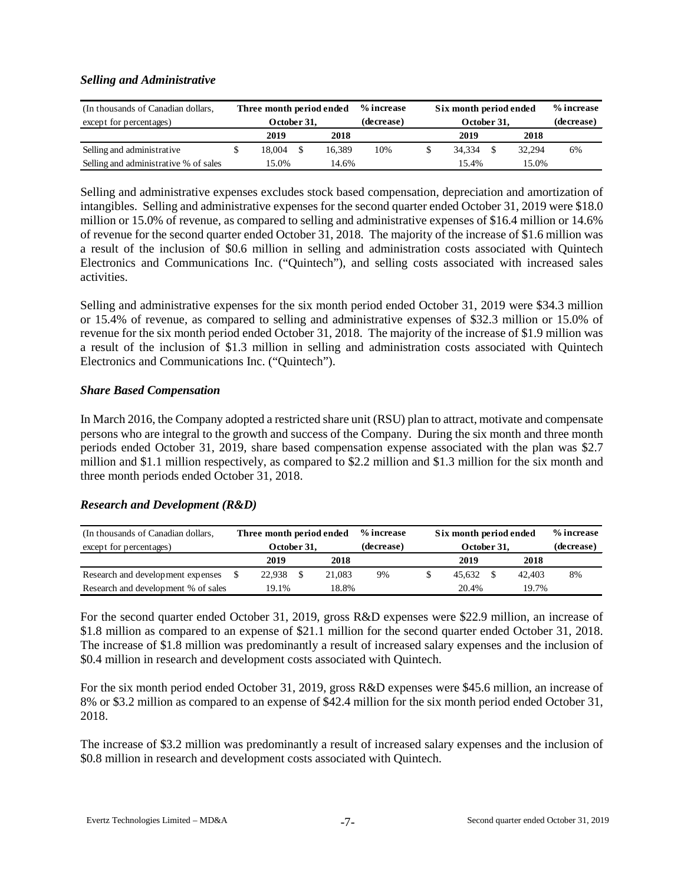### *Selling and Administrative*

| (In thousands of Canadian dollars, except for percentages) | Three month period ended October 31, | | % increase (decrease) | Six month period ended October 31, | | % increase (decrease) |
|---|---|---|---|---|---|---|
| | **2019** | **2018** | | **2019** | **2018** | |
| Selling and administrative | $ 18,004 | $ 16,389 | 10% | $ 34,334 | $ 32,294 | 6% |
| Selling and administrative % of sales | 15.0% | 14.6% | | 15.4% | 15.0% | |

Selling and administrative expenses excludes stock based compensation, depreciation and amortization of intangibles. Selling and administrative expenses for the second quarter ended October 31, 2019 were $18.0 million or 15.0% of revenue, as compared to selling and administrative expenses of $16.4 million or 14.6% of revenue for the second quarter ended October 31, 2018. The majority of the increase of $1.6 million was a result of the inclusion of $0.6 million in selling and administration costs associated with Quintech Electronics and Communications Inc. ("Quintech"), and selling costs associated with increased sales activities.

Selling and administrative expenses for the six month period ended October 31, 2019 were $34.3 million or 15.4% of revenue, as compared to selling and administrative expenses of $32.3 million or 15.0% of revenue for the six month period ended October 31, 2018. The majority of the increase of $1.9 million was a result of the inclusion of $1.3 million in selling and administration costs associated with Quintech Electronics and Communications Inc. ("Quintech").

### *Share Based Compensation*

In March 2016, the Company adopted a restricted share unit (RSU) plan to attract, motivate and compensate persons who are integral to the growth and success of the Company. During the six month and three month periods ended October 31, 2019, share based compensation expense associated with the plan was $2.7 million and $1.1 million respectively, as compared to $2.2 million and $1.3 million for the six month and three month periods ended October 31, 2018.

### *Research and Development (R&D)*

| (In thousands of Canadian dollars, except for percentages) | Three month period ended October 31, | | % increase (decrease) | Six month period ended October 31, | | % increase (decrease) |
|---|---|---|---|---|---|---|
| | **2019** | **2018** | | **2019** | **2018** | |
| Research and development expenses | $ 22,938 | $ 21,083 | 9% | $ 45,632 | $ 42,403 | 8% |
| Research and development % of sales | 19.1% | 18.8% | | 20.4% | 19.7% | |

For the second quarter ended October 31, 2019, gross R&D expenses were $22.9 million, an increase of $1.8 million as compared to an expense of $21.1 million for the second quarter ended October 31, 2018. The increase of $1.8 million was predominantly a result of increased salary expenses and the inclusion of $0.4 million in research and development costs associated with Quintech.

For the six month period ended October 31, 2019, gross R&D expenses were $45.6 million, an increase of 8% or $3.2 million as compared to an expense of $42.4 million for the six month period ended October 31, 2018.

The increase of $3.2 million was predominantly a result of increased salary expenses and the inclusion of $0.8 million in research and development costs associated with Quintech.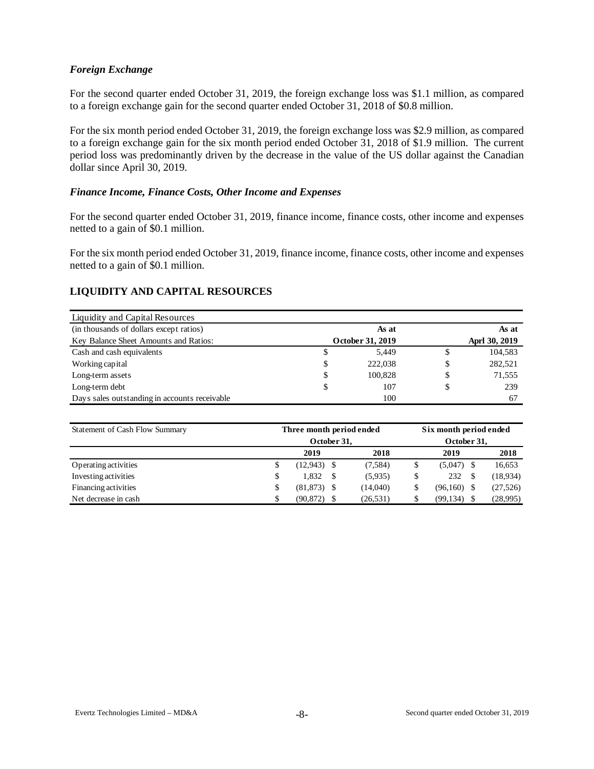### *Foreign Exchange*

For the second quarter ended October 31, 2019, the foreign exchange loss was $1.1 million, as compared to a foreign exchange gain for the second quarter ended October 31, 2018 of $0.8 million.

For the six month period ended October 31, 2019, the foreign exchange loss was $2.9 million, as compared to a foreign exchange gain for the six month period ended October 31, 2018 of $1.9 million. The current period loss was predominantly driven by the decrease in the value of the US dollar against the Canadian dollar since April 30, 2019.

### *Finance Income, Finance Costs, Other Income and Expenses*

For the second quarter ended October 31, 2019, finance income, finance costs, other income and expenses netted to a gain of $0.1 million.

For the six month period ended October 31, 2019, finance income, finance costs, other income and expenses netted to a gain of $0.1 million.

## LIQUIDITY AND CAPITAL RESOURCES

| Liquidity and Capital Resources | | |
|---|---|---|
| (in thousands of dollars except ratios) | As at | As at |
| Key Balance Sheet Amounts and Ratios: | October 31, 2019 | Aprl 30, 2019 |
| Cash and cash equivalents | $ 5,449 | $ 104,583 |
| Working capital | $ 222,038 | $ 282,521 |
| Long-term assets | $ 100,828 | $ 71,555 |
| Long-term debt | $ 107 | $ 239 |
| Days sales outstanding in accounts receivable | 100 | 67 |

| Statement of Cash Flow Summary | Three month period ended October 31, | | Six month period ended October 31, | |
|---|---|---|---|---|
| | 2019 | 2018 | 2019 | 2018 |
| Operating activities | $ (12,943) | $ (7,584) | $ (5,047) | $ 16,653 |
| Investing activities | $ 1,832 | $ (5,935) | $ 232 | $ (18,934) |
| Financing activities | $ (81,873) | $ (14,040) | $ (96,160) | $ (27,526) |
| Net decrease in cash | $ (90,872) | $ (26,531) | $ (99,134) | $ (28,995) |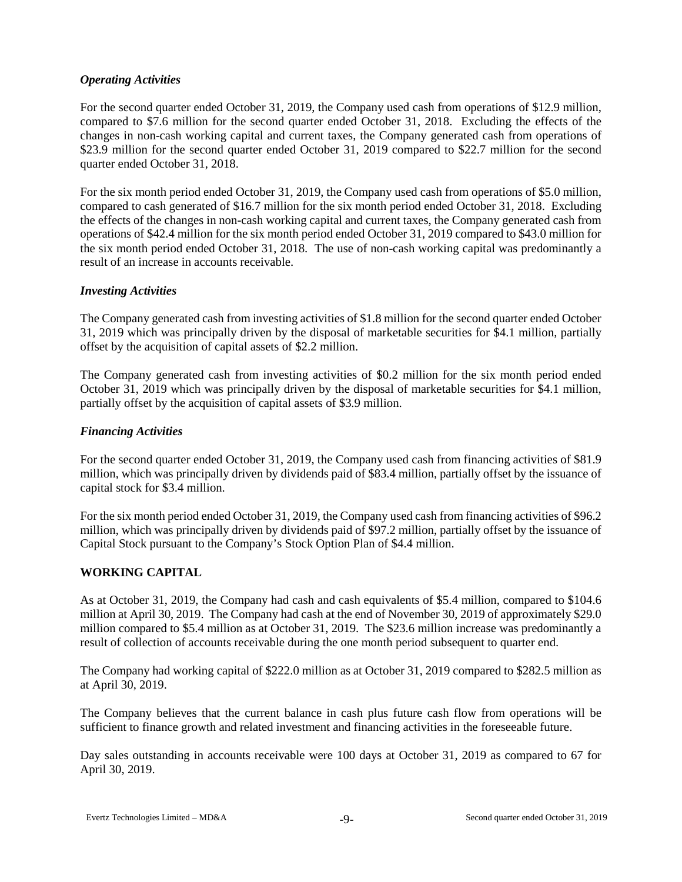### *Operating Activities*

For the second quarter ended October 31, 2019, the Company used cash from operations of $12.9 million, compared to $7.6 million for the second quarter ended October 31, 2018. Excluding the effects of the changes in non-cash working capital and current taxes, the Company generated cash from operations of $23.9 million for the second quarter ended October 31, 2019 compared to $22.7 million for the second quarter ended October 31, 2018.

For the six month period ended October 31, 2019, the Company used cash from operations of $5.0 million, compared to cash generated of $16.7 million for the six month period ended October 31, 2018. Excluding the effects of the changes in non-cash working capital and current taxes, the Company generated cash from operations of $42.4 million for the six month period ended October 31, 2019 compared to $43.0 million for the six month period ended October 31, 2018. The use of non-cash working capital was predominantly a result of an increase in accounts receivable.

### *Investing Activities*

The Company generated cash from investing activities of $1.8 million for the second quarter ended October 31, 2019 which was principally driven by the disposal of marketable securities for $4.1 million, partially offset by the acquisition of capital assets of $2.2 million.

The Company generated cash from investing activities of $0.2 million for the six month period ended October 31, 2019 which was principally driven by the disposal of marketable securities for $4.1 million, partially offset by the acquisition of capital assets of $3.9 million.

### *Financing Activities*

For the second quarter ended October 31, 2019, the Company used cash from financing activities of $81.9 million, which was principally driven by dividends paid of $83.4 million, partially offset by the issuance of capital stock for $3.4 million.

For the six month period ended October 31, 2019, the Company used cash from financing activities of $96.2 million, which was principally driven by dividends paid of $97.2 million, partially offset by the issuance of Capital Stock pursuant to the Company's Stock Option Plan of $4.4 million.

## WORKING CAPITAL

As at October 31, 2019, the Company had cash and cash equivalents of $5.4 million, compared to $104.6 million at April 30, 2019. The Company had cash at the end of November 30, 2019 of approximately $29.0 million compared to $5.4 million as at October 31, 2019. The $23.6 million increase was predominantly a result of collection of accounts receivable during the one month period subsequent to quarter end.

The Company had working capital of $222.0 million as at October 31, 2019 compared to $282.5 million as at April 30, 2019.

The Company believes that the current balance in cash plus future cash flow from operations will be sufficient to finance growth and related investment and financing activities in the foreseeable future.

Day sales outstanding in accounts receivable were 100 days at October 31, 2019 as compared to 67 for April 30, 2019.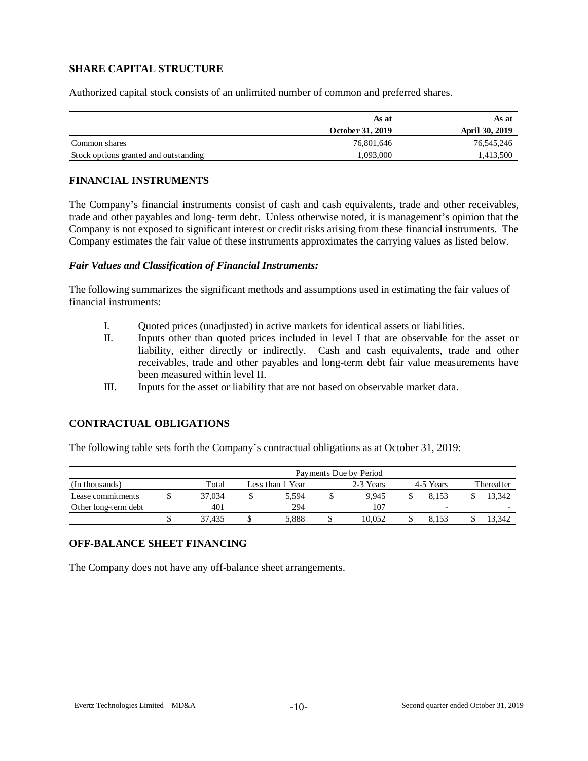## SHARE CAPITAL STRUCTURE

Authorized capital stock consists of an unlimited number of common and preferred shares.

| | As at October 31, 2019 | As at April 30, 2019 |
|---|---|---|
| Common shares | 76,801,646 | 76,545,246 |
| Stock options granted and outstanding | 1,093,000 | 1,413,500 |

## FINANCIAL INSTRUMENTS

The Company's financial instruments consist of cash and cash equivalents, trade and other receivables, trade and other payables and long- term debt. Unless otherwise noted, it is management's opinion that the Company is not exposed to significant interest or credit risks arising from these financial instruments. The Company estimates the fair value of these instruments approximates the carrying values as listed below.

### *Fair Values and Classification of Financial Instruments:*

The following summarizes the significant methods and assumptions used in estimating the fair values of financial instruments:

I. Quoted prices (unadjusted) in active markets for identical assets or liabilities.

II. Inputs other than quoted prices included in level I that are observable for the asset or liability, either directly or indirectly. Cash and cash equivalents, trade and other receivables, trade and other payables and long-term debt fair value measurements have been measured within level II.

III. Inputs for the asset or liability that are not based on observable market data.

## CONTRACTUAL OBLIGATIONS

The following table sets forth the Company's contractual obligations as at October 31, 2019:

| | Payments Due by Period | | | | |
|---|---|---|---|---|---|
| (In thousands) | Total | Less than 1 Year | 2-3 Years | 4-5 Years | Thereafter |
| Lease commitments | $ 37,034 | $ 5,594 | $ 9,945 | $ 8,153 | $ 13,342 |
| Other long-term debt | 401 | 294 | 107 | - | - |
| | $ 37,435 | $ 5,888 | $ 10,052 | $ 8,153 | $ 13,342 |

## OFF-BALANCE SHEET FINANCING

The Company does not have any off-balance sheet arrangements.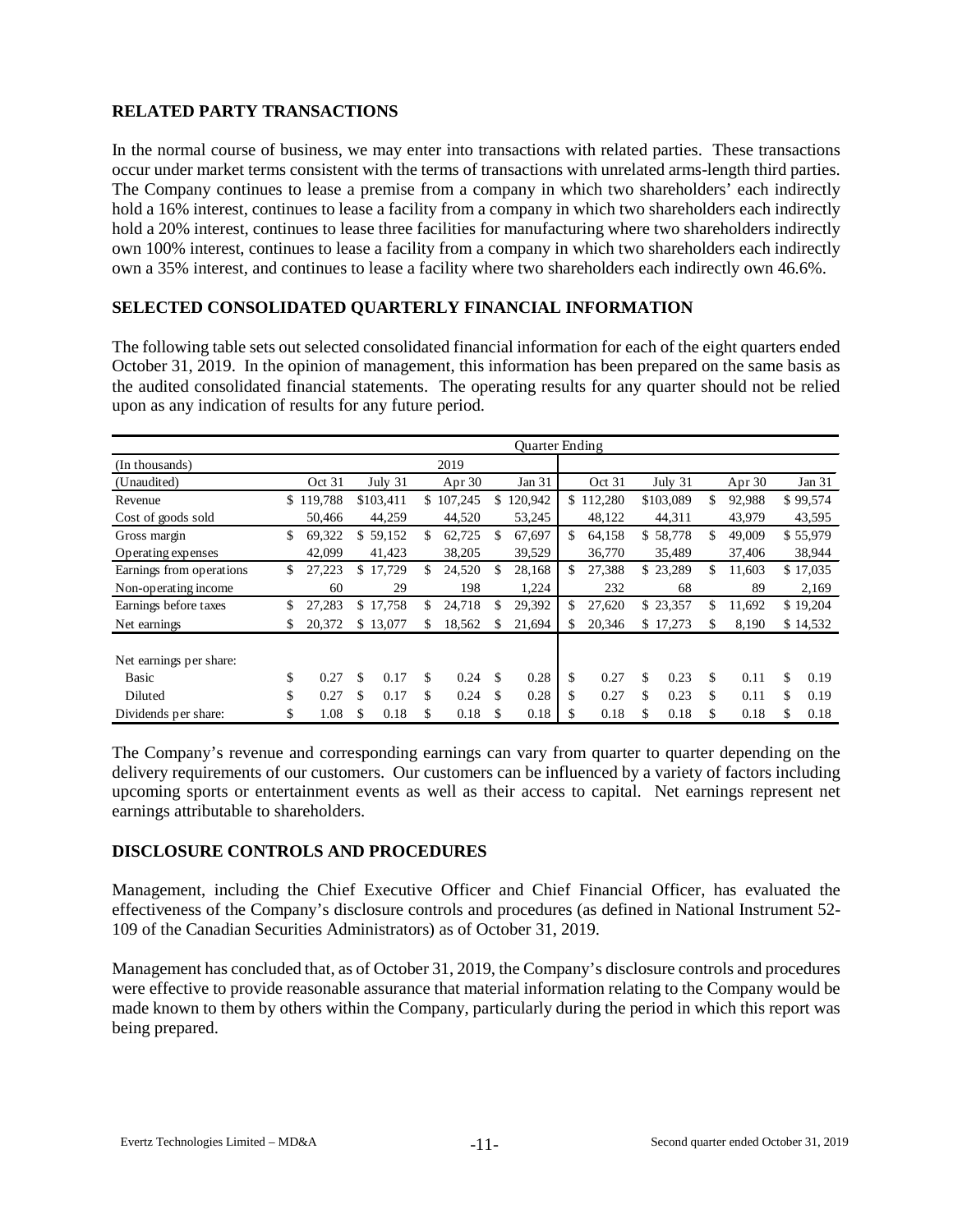## RELATED PARTY TRANSACTIONS

In the normal course of business, we may enter into transactions with related parties. These transactions occur under market terms consistent with the terms of transactions with unrelated arms-length third parties. The Company continues to lease a premise from a company in which two shareholders' each indirectly hold a 16% interest, continues to lease a facility from a company in which two shareholders each indirectly hold a 20% interest, continues to lease three facilities for manufacturing where two shareholders indirectly own 100% interest, continues to lease a facility from a company in which two shareholders each indirectly own a 35% interest, and continues to lease a facility where two shareholders each indirectly own 46.6%.

## SELECTED CONSOLIDATED QUARTERLY FINANCIAL INFORMATION

The following table sets out selected consolidated financial information for each of the eight quarters ended October 31, 2019. In the opinion of management, this information has been prepared on the same basis as the audited consolidated financial statements. The operating results for any quarter should not be relied upon as any indication of results for any future period.

| | Quarter Ending | | | | | | | |
|---|---|---|---|---|---|---|---|---|
| (In thousands) | 2019 | | | | | | | |
| (Unaudited) | Oct 31 | July 31 | Apr 30 | Jan 31 | Oct 31 | July 31 | Apr 30 | Jan 31 |
| Revenue | $ 119,788 | $103,411 | $ 107,245 | $ 120,942 | $ 112,280 | $103,089 | $ 92,988 | $ 99,574 |
| Cost of goods sold | 50,466 | 44,259 | 44,520 | 53,245 | 48,122 | 44,311 | 43,979 | 43,595 |
| Gross margin | $ 69,322 | $ 59,152 | $ 62,725 | $ 67,697 | $ 64,158 | $ 58,778 | $ 49,009 | $ 55,979 |
| Operating expenses | 42,099 | 41,423 | 38,205 | 39,529 | 36,770 | 35,489 | 37,406 | 38,944 |
| Earnings from operations | $ 27,223 | $ 17,729 | $ 24,520 | $ 28,168 | $ 27,388 | $ 23,289 | $ 11,603 | $ 17,035 |
| Non-operating income | 60 | 29 | 198 | 1,224 | 232 | 68 | 89 | 2,169 |
| Earnings before taxes | $ 27,283 | $ 17,758 | $ 24,718 | $ 29,392 | $ 27,620 | $ 23,357 | $ 11,692 | $ 19,204 |
| Net earnings | $ 20,372 | $ 13,077 | $ 18,562 | $ 21,694 | $ 20,346 | $ 17,273 | $ 8,190 | $ 14,532 |
| Net earnings per share: | | | | | | | | |
| Basic | $ 0.27 | $ 0.17 | $ 0.24 | $ 0.28 | $ 0.27 | $ 0.23 | $ 0.11 | $ 0.19 |
| Diluted | $ 0.27 | $ 0.17 | $ 0.24 | $ 0.28 | $ 0.27 | $ 0.23 | $ 0.11 | $ 0.19 |
| Dividends per share: | $ 1.08 | $ 0.18 | $ 0.18 | $ 0.18 | $ 0.18 | $ 0.18 | $ 0.18 | $ 0.18 |

The Company's revenue and corresponding earnings can vary from quarter to quarter depending on the delivery requirements of our customers. Our customers can be influenced by a variety of factors including upcoming sports or entertainment events as well as their access to capital. Net earnings represent net earnings attributable to shareholders.

## DISCLOSURE CONTROLS AND PROCEDURES

Management, including the Chief Executive Officer and Chief Financial Officer, has evaluated the effectiveness of the Company's disclosure controls and procedures (as defined in National Instrument 52-109 of the Canadian Securities Administrators) as of October 31, 2019.

Management has concluded that, as of October 31, 2019, the Company's disclosure controls and procedures were effective to provide reasonable assurance that material information relating to the Company would be made known to them by others within the Company, particularly during the period in which this report was being prepared.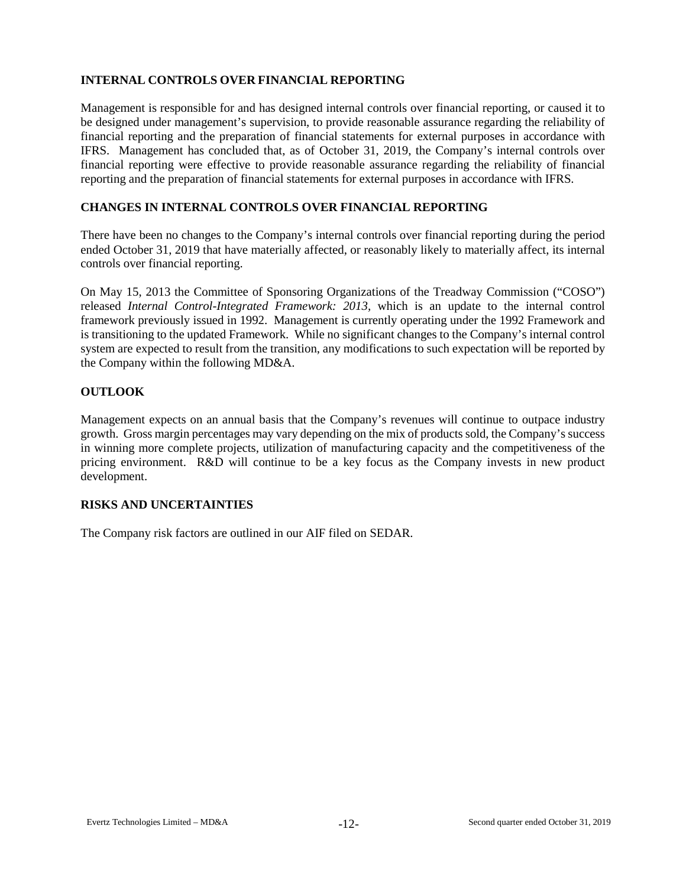## INTERNAL CONTROLS OVER FINANCIAL REPORTING

Management is responsible for and has designed internal controls over financial reporting, or caused it to be designed under management's supervision, to provide reasonable assurance regarding the reliability of financial reporting and the preparation of financial statements for external purposes in accordance with IFRS. Management has concluded that, as of October 31, 2019, the Company's internal controls over financial reporting were effective to provide reasonable assurance regarding the reliability of financial reporting and the preparation of financial statements for external purposes in accordance with IFRS.

## CHANGES IN INTERNAL CONTROLS OVER FINANCIAL REPORTING

There have been no changes to the Company's internal controls over financial reporting during the period ended October 31, 2019 that have materially affected, or reasonably likely to materially affect, its internal controls over financial reporting.

On May 15, 2013 the Committee of Sponsoring Organizations of the Treadway Commission ("COSO") released *Internal Control-Integrated Framework: 2013,* which is an update to the internal control framework previously issued in 1992. Management is currently operating under the 1992 Framework and is transitioning to the updated Framework. While no significant changes to the Company's internal control system are expected to result from the transition, any modifications to such expectation will be reported by the Company within the following MD&A.

## OUTLOOK

Management expects on an annual basis that the Company's revenues will continue to outpace industry growth. Gross margin percentages may vary depending on the mix of products sold, the Company's success in winning more complete projects, utilization of manufacturing capacity and the competitiveness of the pricing environment. R&D will continue to be a key focus as the Company invests in new product development.

## RISKS AND UNCERTAINTIES

The Company risk factors are outlined in our AIF filed on SEDAR.